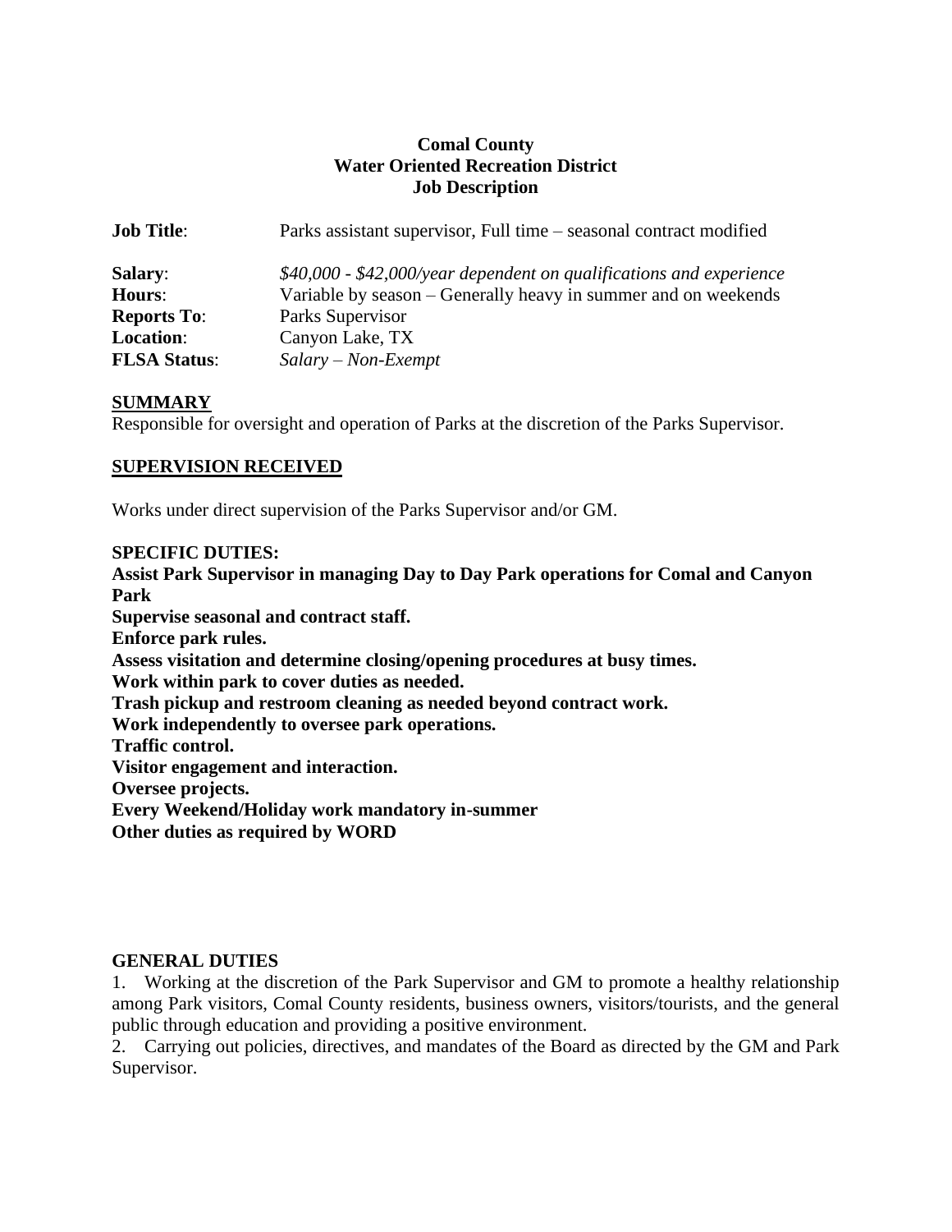**Comal County**
**Water Oriented Recreation District**
**Job Description**

**Job Title**: Parks assistant supervisor, Full time – seasonal contract modified

**Salary**: *$40,000 - $42,000/year dependent on qualifications and experience*
**Hours**: Variable by season – Generally heavy in summer and on weekends
**Reports To**: Parks Supervisor
**Location**: Canyon Lake, TX
**FLSA Status**: *Salary – Non-Exempt*

## SUMMARY

Responsible for oversight and operation of Parks at the discretion of the Parks Supervisor.

## SUPERVISION RECEIVED

Works under direct supervision of the Parks Supervisor and/or GM.

**SPECIFIC DUTIES:**

**Assist Park Supervisor in managing Day to Day Park operations for Comal and Canyon Park**
**Supervise seasonal and contract staff.**
**Enforce park rules.**
**Assess visitation and determine closing/opening procedures at busy times.**
**Work within park to cover duties as needed.**
**Trash pickup and restroom cleaning as needed beyond contract work.**
**Work independently to oversee park operations.**
**Traffic control.**
**Visitor engagement and interaction.**
**Oversee projects.**
**Every Weekend/Holiday work mandatory in-summer**
**Other duties as required by WORD**

**GENERAL DUTIES**

1. Working at the discretion of the Park Supervisor and GM to promote a healthy relationship among Park visitors, Comal County residents, business owners, visitors/tourists, and the general public through education and providing a positive environment.
2. Carrying out policies, directives, and mandates of the Board as directed by the GM and Park Supervisor.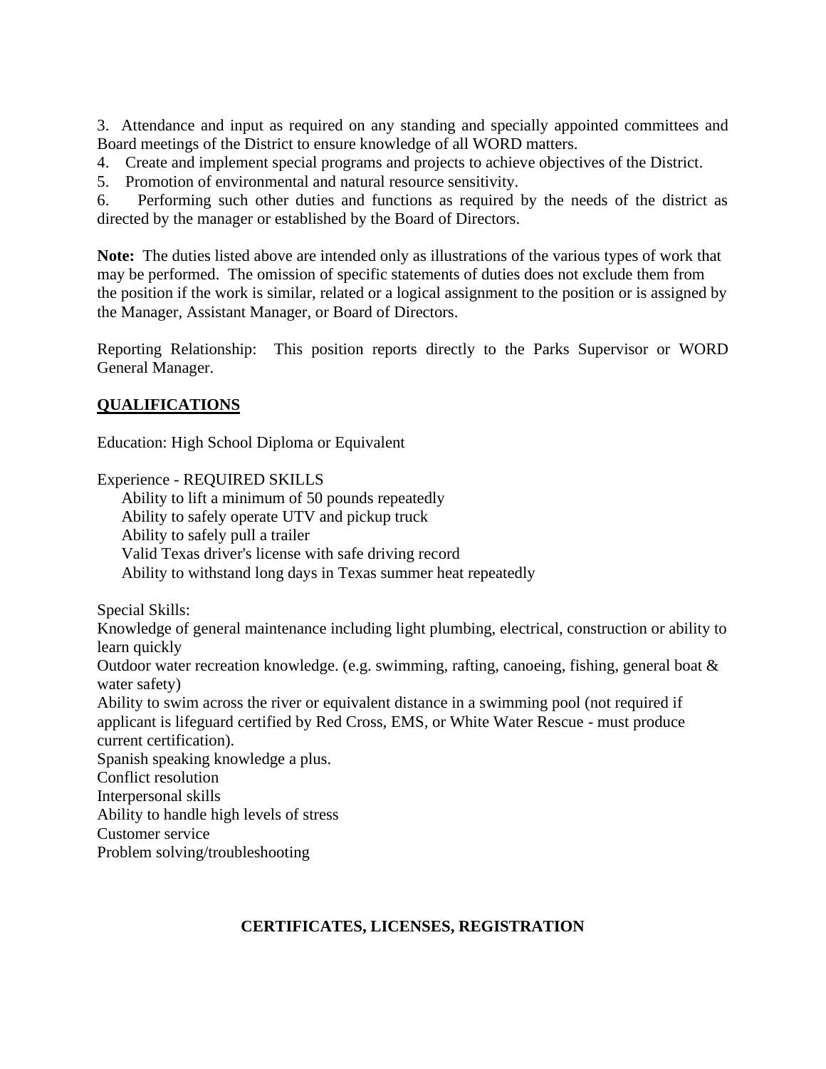3. Attendance and input as required on any standing and specially appointed committees and Board meetings of the District to ensure knowledge of all WORD matters.
4. Create and implement special programs and projects to achieve objectives of the District.
5. Promotion of environmental and natural resource sensitivity.
6. Performing such other duties and functions as required by the needs of the district as directed by the manager or established by the Board of Directors.

**Note:** The duties listed above are intended only as illustrations of the various types of work that may be performed. The omission of specific statements of duties does not exclude them from the position if the work is similar, related or a logical assignment to the position or is assigned by the Manager, Assistant Manager, or Board of Directors.

Reporting Relationship: This position reports directly to the Parks Supervisor or WORD General Manager.

## QUALIFICATIONS

Education: High School Diploma or Equivalent

Experience - REQUIRED SKILLS

- Ability to lift a minimum of 50 pounds repeatedly
- Ability to safely operate UTV and pickup truck
- Ability to safely pull a trailer
- Valid Texas driver's license with safe driving record
- Ability to withstand long days in Texas summer heat repeatedly

Special Skills:

Knowledge of general maintenance including light plumbing, electrical, construction or ability to learn quickly
Outdoor water recreation knowledge. (e.g. swimming, rafting, canoeing, fishing, general boat & water safety)
Ability to swim across the river or equivalent distance in a swimming pool (not required if applicant is lifeguard certified by Red Cross, EMS, or White Water Rescue - must produce current certification).
Spanish speaking knowledge a plus.
Conflict resolution
Interpersonal skills
Ability to handle high levels of stress
Customer service
Problem solving/troubleshooting

**CERTIFICATES, LICENSES, REGISTRATION**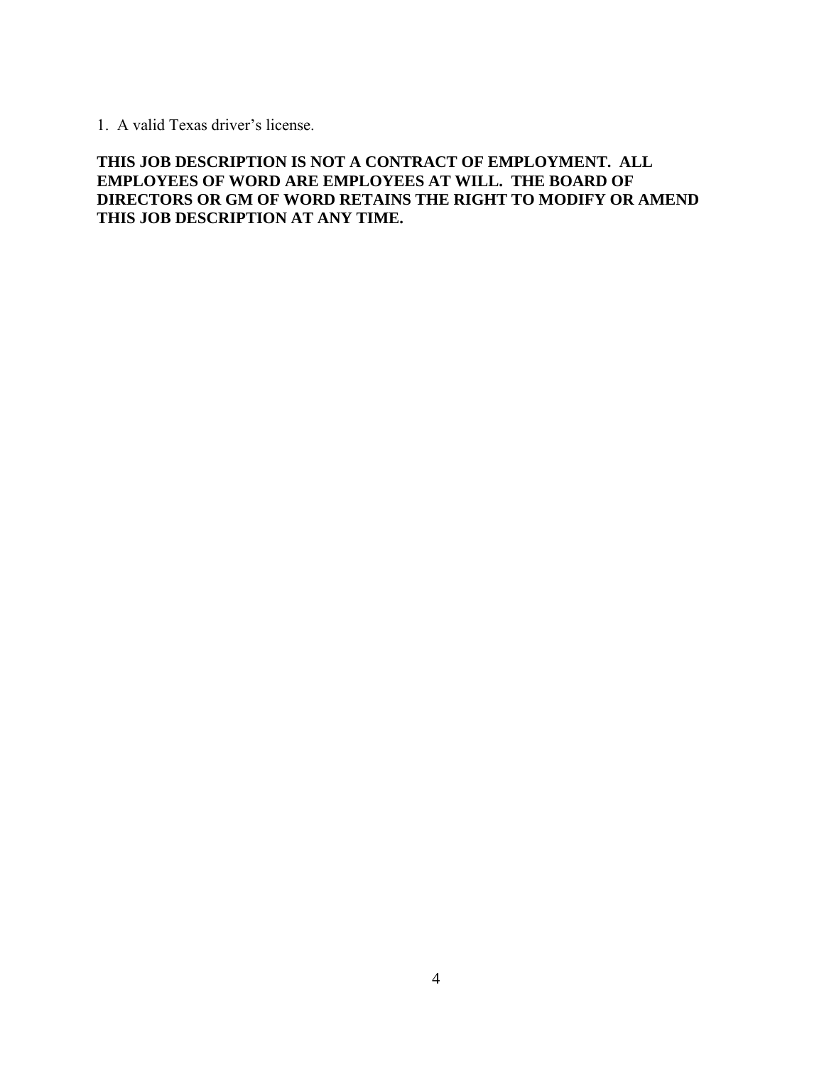1. A valid Texas driver's license.

**THIS JOB DESCRIPTION IS NOT A CONTRACT OF EMPLOYMENT. ALL EMPLOYEES OF WORD ARE EMPLOYEES AT WILL. THE BOARD OF DIRECTORS OR GM OF WORD RETAINS THE RIGHT TO MODIFY OR AMEND THIS JOB DESCRIPTION AT ANY TIME.**